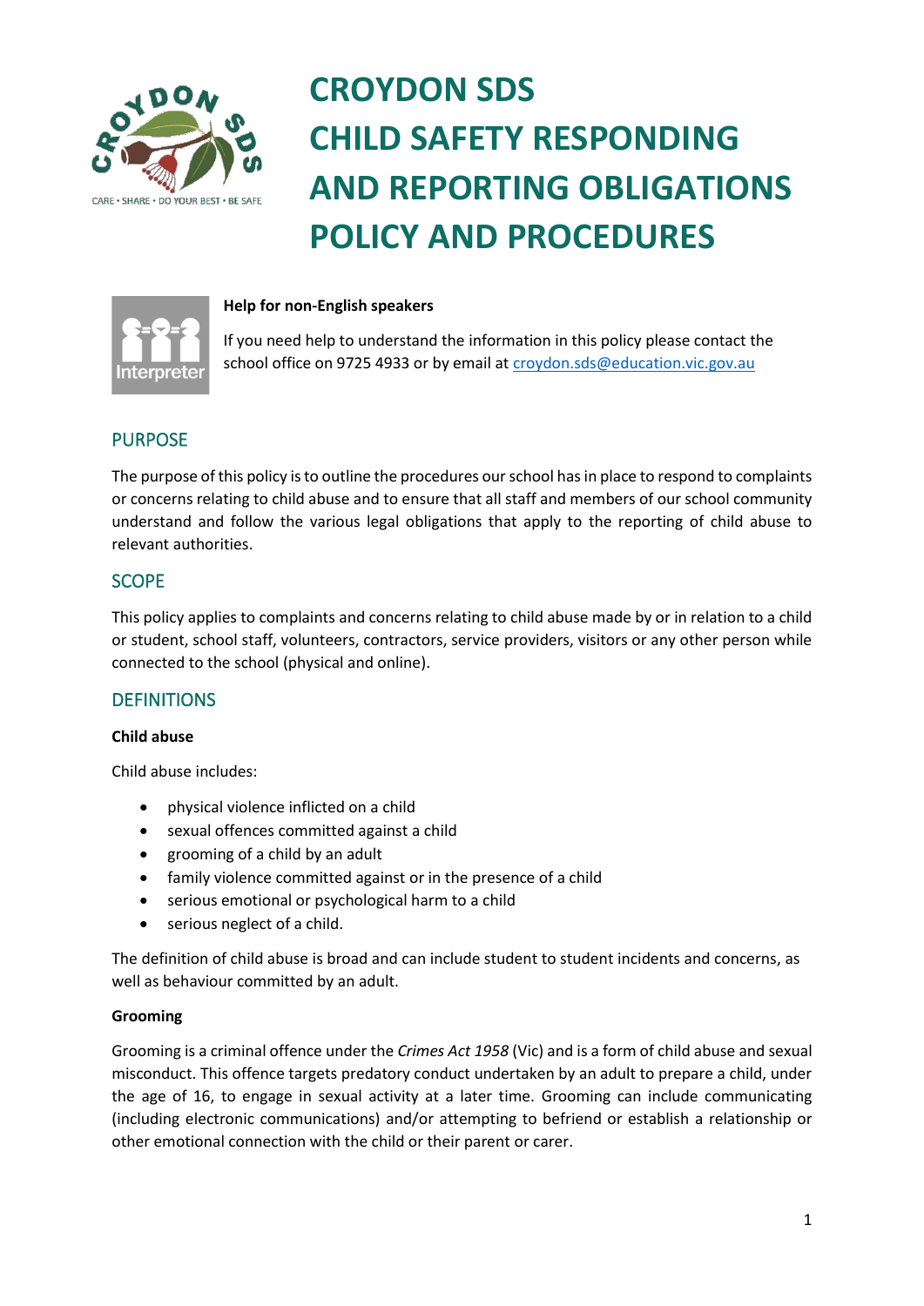# CROYDON SDS CHILD SAFETY RESPONDING AND REPORTING OBLIGATIONS POLICY AND PROCEDURES

**Help for non-English speakers**

If you need help to understand the information in this policy please contact the school office on 9725 4933 or by email at croydon.sds@education.vic.gov.au

## PURPOSE

The purpose of this policy is to outline the procedures our school has in place to respond to complaints or concerns relating to child abuse and to ensure that all staff and members of our school community understand and follow the various legal obligations that apply to the reporting of child abuse to relevant authorities.

## SCOPE

This policy applies to complaints and concerns relating to child abuse made by or in relation to a child or student, school staff, volunteers, contractors, service providers, visitors or any other person while connected to the school (physical and online).

## DEFINITIONS

**Child abuse**

Child abuse includes:

- physical violence inflicted on a child
- sexual offences committed against a child
- grooming of a child by an adult
- family violence committed against or in the presence of a child
- serious emotional or psychological harm to a child
- serious neglect of a child.

The definition of child abuse is broad and can include student to student incidents and concerns, as well as behaviour committed by an adult.

**Grooming**

Grooming is a criminal offence under the *Crimes Act 1958* (Vic) and is a form of child abuse and sexual misconduct. This offence targets predatory conduct undertaken by an adult to prepare a child, under the age of 16, to engage in sexual activity at a later time. Grooming can include communicating (including electronic communications) and/or attempting to befriend or establish a relationship or other emotional connection with the child or their parent or carer.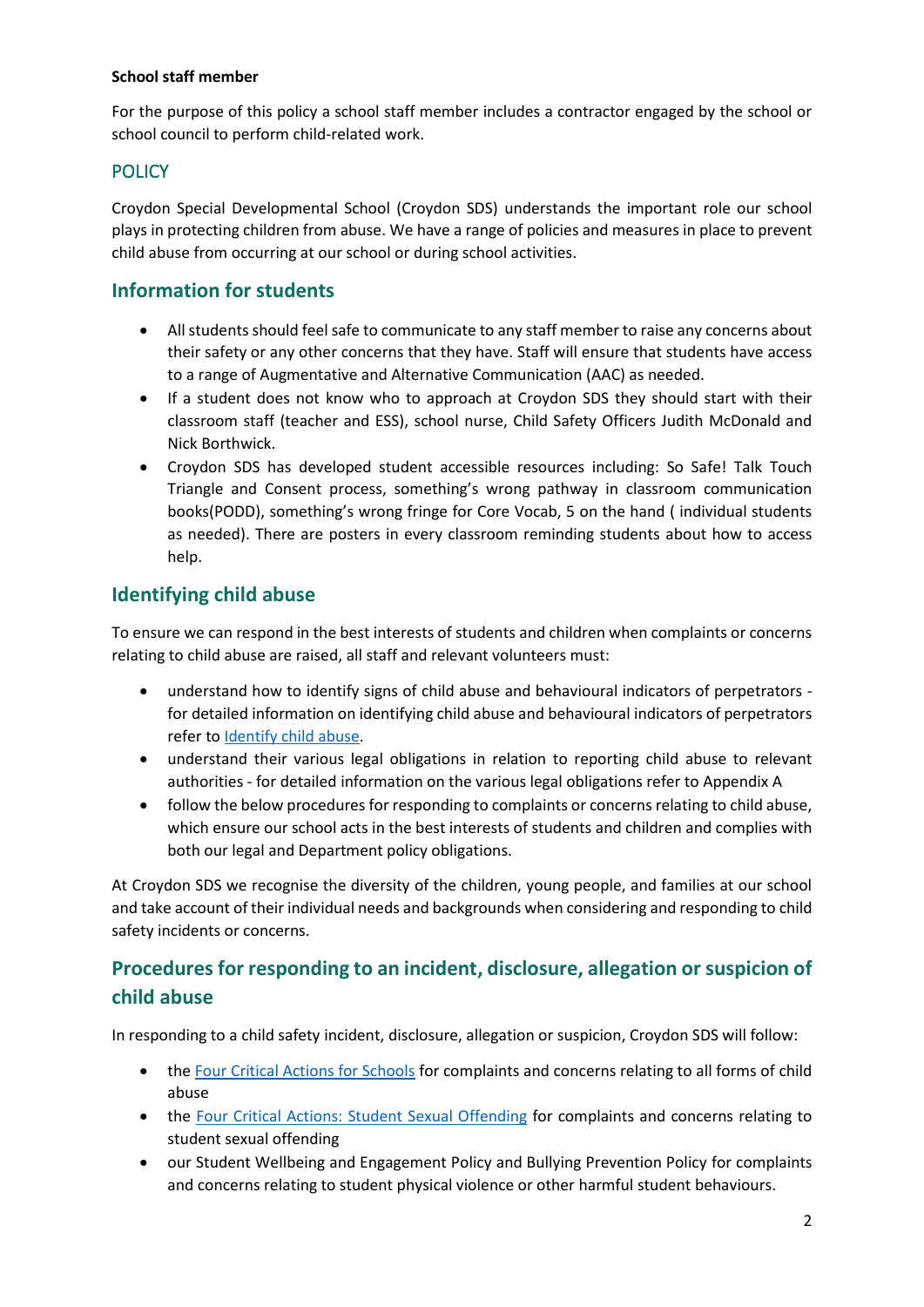**School staff member**

For the purpose of this policy a school staff member includes a contractor engaged by the school or school council to perform child-related work.

## POLICY

Croydon Special Developmental School (Croydon SDS) understands the important role our school plays in protecting children from abuse. We have a range of policies and measures in place to prevent child abuse from occurring at our school or during school activities.

## Information for students

- All students should feel safe to communicate to any staff member to raise any concerns about their safety or any other concerns that they have. Staff will ensure that students have access to a range of Augmentative and Alternative Communication (AAC) as needed.
- If a student does not know who to approach at Croydon SDS they should start with their classroom staff (teacher and ESS), school nurse, Child Safety Officers Judith McDonald and Nick Borthwick.
- Croydon SDS has developed student accessible resources including: So Safe! Talk Touch Triangle and Consent process, something's wrong pathway in classroom communication books(PODD), something's wrong fringe for Core Vocab, 5 on the hand ( individual students as needed). There are posters in every classroom reminding students about how to access help.

## Identifying child abuse

To ensure we can respond in the best interests of students and children when complaints or concerns relating to child abuse are raised, all staff and relevant volunteers must:

- understand how to identify signs of child abuse and behavioural indicators of perpetrators - for detailed information on identifying child abuse and behavioural indicators of perpetrators refer to Identify child abuse.
- understand their various legal obligations in relation to reporting child abuse to relevant authorities - for detailed information on the various legal obligations refer to Appendix A
- follow the below procedures for responding to complaints or concerns relating to child abuse, which ensure our school acts in the best interests of students and children and complies with both our legal and Department policy obligations.

At Croydon SDS we recognise the diversity of the children, young people, and families at our school and take account of their individual needs and backgrounds when considering and responding to child safety incidents or concerns.

## Procedures for responding to an incident, disclosure, allegation or suspicion of child abuse

In responding to a child safety incident, disclosure, allegation or suspicion, Croydon SDS will follow:

- the Four Critical Actions for Schools for complaints and concerns relating to all forms of child abuse
- the Four Critical Actions: Student Sexual Offending for complaints and concerns relating to student sexual offending
- our Student Wellbeing and Engagement Policy and Bullying Prevention Policy for complaints and concerns relating to student physical violence or other harmful student behaviours.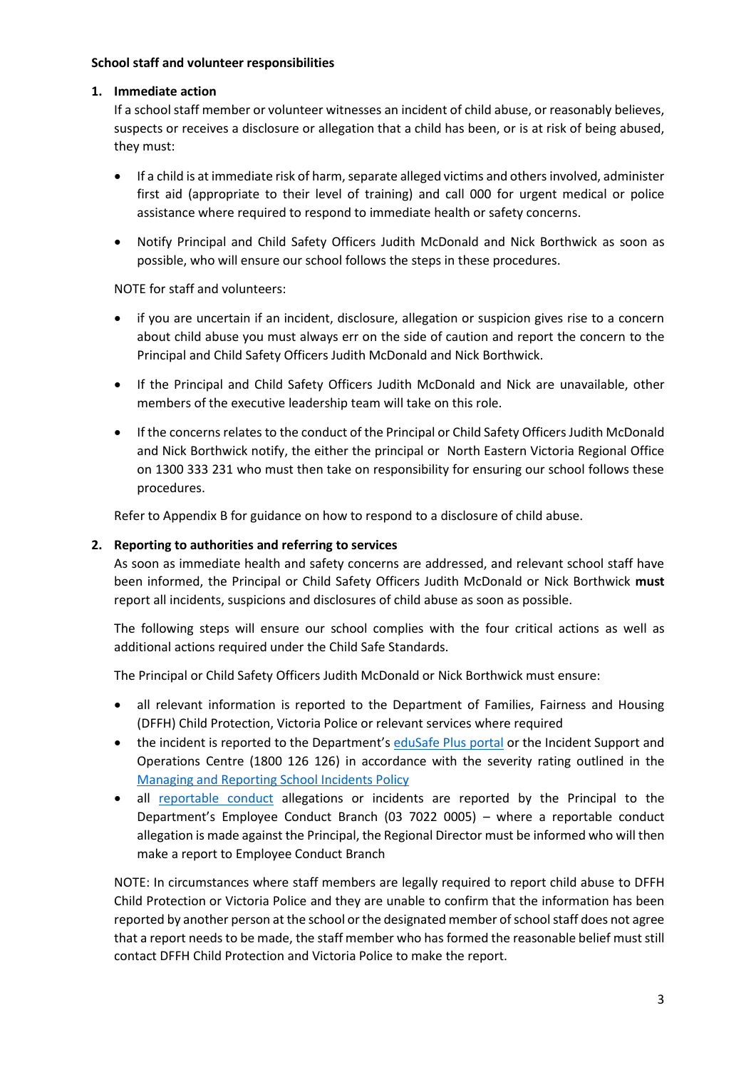**School staff and volunteer responsibilities**

1. **Immediate action**

   If a school staff member or volunteer witnesses an incident of child abuse, or reasonably believes, suspects or receives a disclosure or allegation that a child has been, or is at risk of being abused, they must:

   - If a child is at immediate risk of harm, separate alleged victims and others involved, administer first aid (appropriate to their level of training) and call 000 for urgent medical or police assistance where required to respond to immediate health or safety concerns.
   - Notify Principal and Child Safety Officers Judith McDonald and Nick Borthwick as soon as possible, who will ensure our school follows the steps in these procedures.

   NOTE for staff and volunteers:

   - if you are uncertain if an incident, disclosure, allegation or suspicion gives rise to a concern about child abuse you must always err on the side of caution and report the concern to the Principal and Child Safety Officers Judith McDonald and Nick Borthwick.
   - If the Principal and Child Safety Officers Judith McDonald and Nick are unavailable, other members of the executive leadership team will take on this role.
   - If the concerns relates to the conduct of the Principal or Child Safety Officers Judith McDonald and Nick Borthwick notify, the either the principal or North Eastern Victoria Regional Office on 1300 333 231 who must then take on responsibility for ensuring our school follows these procedures.

   Refer to Appendix B for guidance on how to respond to a disclosure of child abuse.

2. **Reporting to authorities and referring to services**

   As soon as immediate health and safety concerns are addressed, and relevant school staff have been informed, the Principal or Child Safety Officers Judith McDonald or Nick Borthwick **must** report all incidents, suspicions and disclosures of child abuse as soon as possible.

   The following steps will ensure our school complies with the four critical actions as well as additional actions required under the Child Safe Standards.

   The Principal or Child Safety Officers Judith McDonald or Nick Borthwick must ensure:

   - all relevant information is reported to the Department of Families, Fairness and Housing (DFFH) Child Protection, Victoria Police or relevant services where required
   - the incident is reported to the Department's eduSafe Plus portal or the Incident Support and Operations Centre (1800 126 126) in accordance with the severity rating outlined in the Managing and Reporting School Incidents Policy
   - all reportable conduct allegations or incidents are reported by the Principal to the Department's Employee Conduct Branch (03 7022 0005) – where a reportable conduct allegation is made against the Principal, the Regional Director must be informed who will then make a report to Employee Conduct Branch

   NOTE: In circumstances where staff members are legally required to report child abuse to DFFH Child Protection or Victoria Police and they are unable to confirm that the information has been reported by another person at the school or the designated member of school staff does not agree that a report needs to be made, the staff member who has formed the reasonable belief must still contact DFFH Child Protection and Victoria Police to make the report.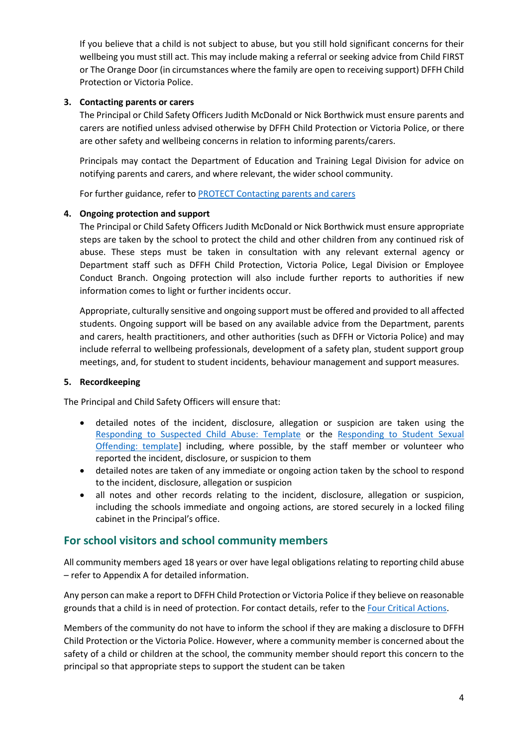If you believe that a child is not subject to abuse, but you still hold significant concerns for their wellbeing you must still act. This may include making a referral or seeking advice from Child FIRST or The Orange Door (in circumstances where the family are open to receiving support) DFFH Child Protection or Victoria Police.

3. **Contacting parents or carers**

   The Principal or Child Safety Officers Judith McDonald or Nick Borthwick must ensure parents and carers are notified unless advised otherwise by DFFH Child Protection or Victoria Police, or there are other safety and wellbeing concerns in relation to informing parents/carers.

   Principals may contact the Department of Education and Training Legal Division for advice on notifying parents and carers, and where relevant, the wider school community.

   For further guidance, refer to [PROTECT Contacting parents and carers]

4. **Ongoing protection and support**

   The Principal or Child Safety Officers Judith McDonald or Nick Borthwick must ensure appropriate steps are taken by the school to protect the child and other children from any continued risk of abuse. These steps must be taken in consultation with any relevant external agency or Department staff such as DFFH Child Protection, Victoria Police, Legal Division or Employee Conduct Branch. Ongoing protection will also include further reports to authorities if new information comes to light or further incidents occur.

   Appropriate, culturally sensitive and ongoing support must be offered and provided to all affected students. Ongoing support will be based on any available advice from the Department, parents and carers, health practitioners, and other authorities (such as DFFH or Victoria Police) and may include referral to wellbeing professionals, development of a safety plan, student support group meetings, and, for student to student incidents, behaviour management and support measures.

5. **Recordkeeping**

The Principal and Child Safety Officers will ensure that:

- detailed notes of the incident, disclosure, allegation or suspicion are taken using the Responding to Suspected Child Abuse: Template or the Responding to Student Sexual Offending: template] including, where possible, by the staff member or volunteer who reported the incident, disclosure, or suspicion to them
- detailed notes are taken of any immediate or ongoing action taken by the school to respond to the incident, disclosure, allegation or suspicion
- all notes and other records relating to the incident, disclosure, allegation or suspicion, including the schools immediate and ongoing actions, are stored securely in a locked filing cabinet in the Principal's office.

## For school visitors and school community members

All community members aged 18 years or over have legal obligations relating to reporting child abuse – refer to Appendix A for detailed information.

Any person can make a report to DFFH Child Protection or Victoria Police if they believe on reasonable grounds that a child is in need of protection. For contact details, refer to the Four Critical Actions.

Members of the community do not have to inform the school if they are making a disclosure to DFFH Child Protection or the Victoria Police. However, where a community member is concerned about the safety of a child or children at the school, the community member should report this concern to the principal so that appropriate steps to support the student can be taken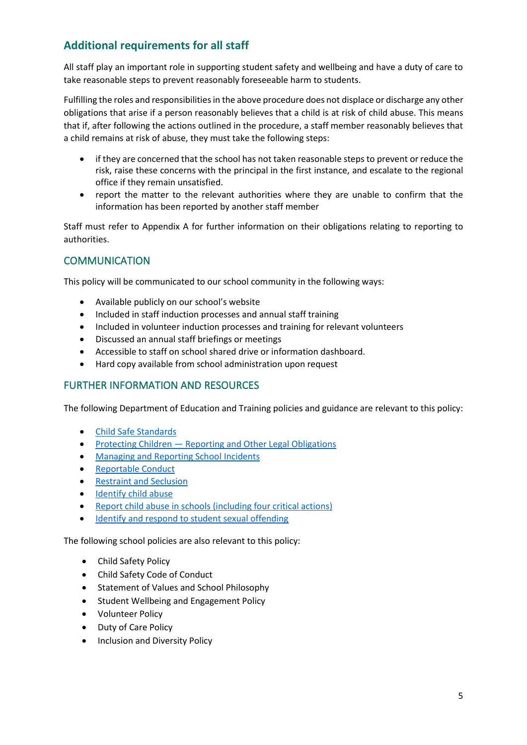## Additional requirements for all staff

All staff play an important role in supporting student safety and wellbeing and have a duty of care to take reasonable steps to prevent reasonably foreseeable harm to students.

Fulfilling the roles and responsibilities in the above procedure does not displace or discharge any other obligations that arise if a person reasonably believes that a child is at risk of child abuse. This means that if, after following the actions outlined in the procedure, a staff member reasonably believes that a child remains at risk of abuse, they must take the following steps:

- if they are concerned that the school has not taken reasonable steps to prevent or reduce the risk, raise these concerns with the principal in the first instance, and escalate to the regional office if they remain unsatisfied.
- report the matter to the relevant authorities where they are unable to confirm that the information has been reported by another staff member

Staff must refer to Appendix A for further information on their obligations relating to reporting to authorities.

## COMMUNICATION

This policy will be communicated to our school community in the following ways:

- Available publicly on our school's website
- Included in staff induction processes and annual staff training
- Included in volunteer induction processes and training for relevant volunteers
- Discussed an annual staff briefings or meetings
- Accessible to staff on school shared drive or information dashboard.
- Hard copy available from school administration upon request

## FURTHER INFORMATION AND RESOURCES

The following Department of Education and Training policies and guidance are relevant to this policy:

- Child Safe Standards
- Protecting Children — Reporting and Other Legal Obligations
- Managing and Reporting School Incidents
- Reportable Conduct
- Restraint and Seclusion
- Identify child abuse
- Report child abuse in schools (including four critical actions)
- Identify and respond to student sexual offending

The following school policies are also relevant to this policy:

- Child Safety Policy
- Child Safety Code of Conduct
- Statement of Values and School Philosophy
- Student Wellbeing and Engagement Policy
- Volunteer Policy
- Duty of Care Policy
- Inclusion and Diversity Policy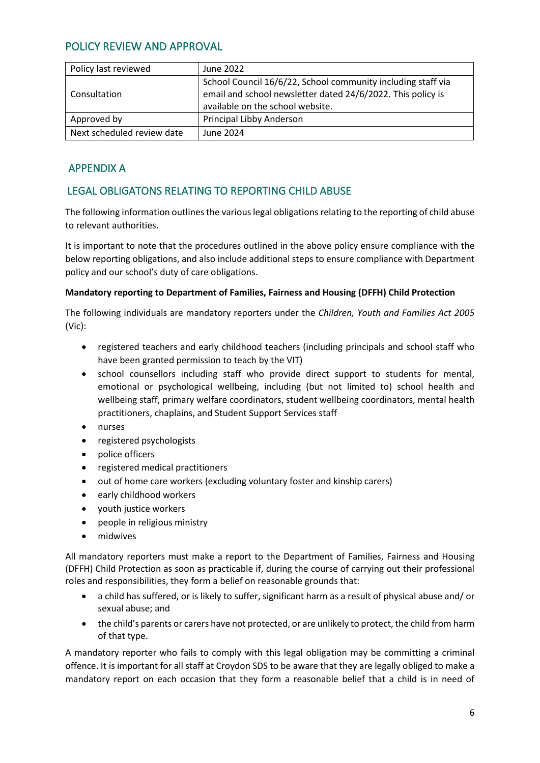## POLICY REVIEW AND APPROVAL

| Policy last reviewed | June 2022 |
|---|---|
| Consultation | School Council 16/6/22, School community including staff via email and school newsletter dated 24/6/2022. This policy is available on the school website. |
| Approved by | Principal Libby Anderson |
| Next scheduled review date | June 2024 |

## APPENDIX A

## LEGAL OBLIGATONS RELATING TO REPORTING CHILD ABUSE

The following information outlines the various legal obligations relating to the reporting of child abuse to relevant authorities.

It is important to note that the procedures outlined in the above policy ensure compliance with the below reporting obligations, and also include additional steps to ensure compliance with Department policy and our school's duty of care obligations.

**Mandatory reporting to Department of Families, Fairness and Housing (DFFH) Child Protection**

The following individuals are mandatory reporters under the *Children, Youth and Families Act 2005* (Vic):

- registered teachers and early childhood teachers (including principals and school staff who have been granted permission to teach by the VIT)
- school counsellors including staff who provide direct support to students for mental, emotional or psychological wellbeing, including (but not limited to) school health and wellbeing staff, primary welfare coordinators, student wellbeing coordinators, mental health practitioners, chaplains, and Student Support Services staff
- nurses
- registered psychologists
- police officers
- registered medical practitioners
- out of home care workers (excluding voluntary foster and kinship carers)
- early childhood workers
- youth justice workers
- people in religious ministry
- midwives

All mandatory reporters must make a report to the Department of Families, Fairness and Housing (DFFH) Child Protection as soon as practicable if, during the course of carrying out their professional roles and responsibilities, they form a belief on reasonable grounds that:

- a child has suffered, or is likely to suffer, significant harm as a result of physical abuse and/ or sexual abuse; and
- the child's parents or carers have not protected, or are unlikely to protect, the child from harm of that type.

A mandatory reporter who fails to comply with this legal obligation may be committing a criminal offence. It is important for all staff at Croydon SDS to be aware that they are legally obliged to make a mandatory report on each occasion that they form a reasonable belief that a child is in need of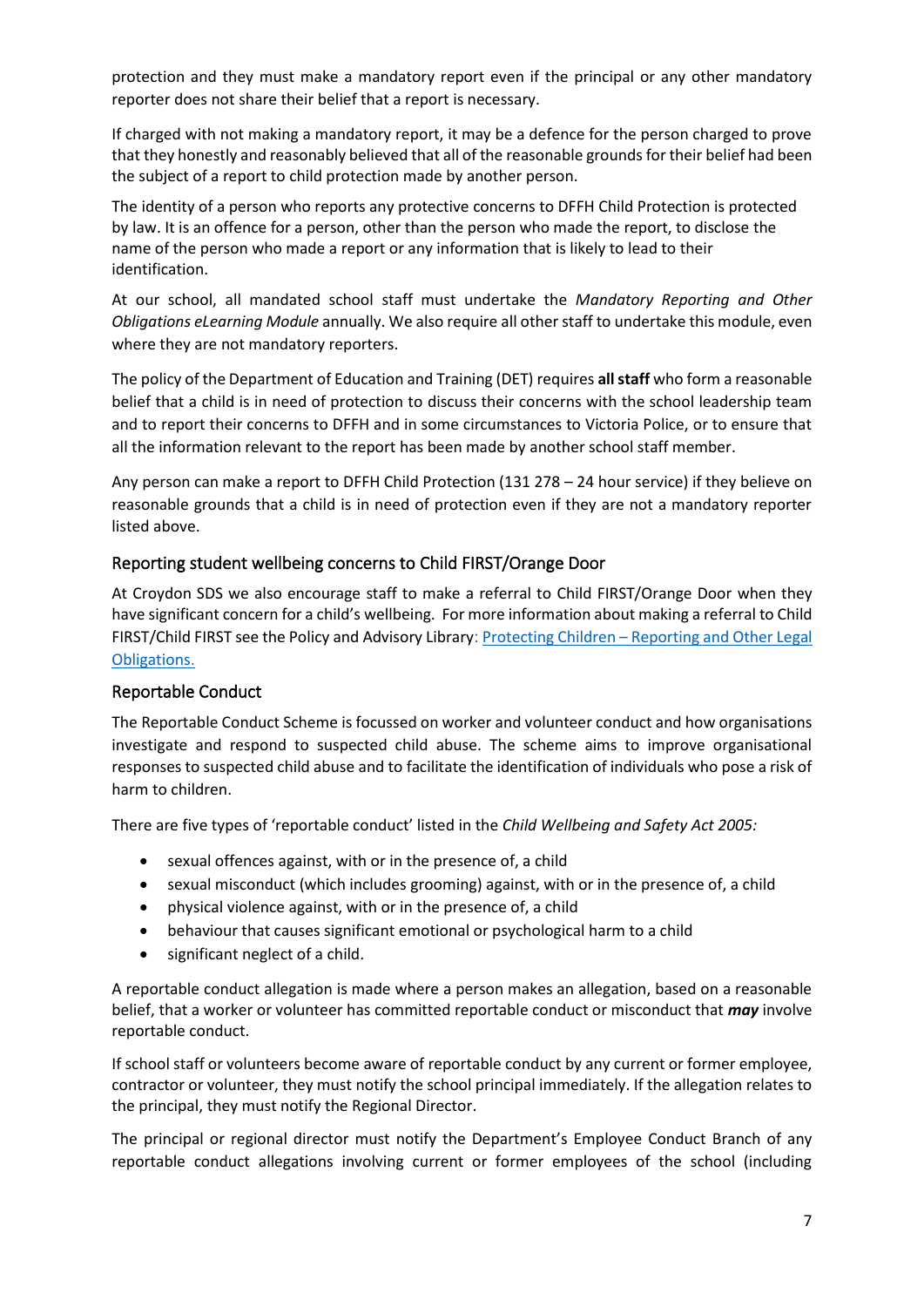protection and they must make a mandatory report even if the principal or any other mandatory reporter does not share their belief that a report is necessary.

If charged with not making a mandatory report, it may be a defence for the person charged to prove that they honestly and reasonably believed that all of the reasonable grounds for their belief had been the subject of a report to child protection made by another person.

The identity of a person who reports any protective concerns to DFFH Child Protection is protected by law. It is an offence for a person, other than the person who made the report, to disclose the name of the person who made a report or any information that is likely to lead to their identification.

At our school, all mandated school staff must undertake the *Mandatory Reporting and Other Obligations eLearning Module* annually. We also require all other staff to undertake this module, even where they are not mandatory reporters.

The policy of the Department of Education and Training (DET) requires **all staff** who form a reasonable belief that a child is in need of protection to discuss their concerns with the school leadership team and to report their concerns to DFFH and in some circumstances to Victoria Police, or to ensure that all the information relevant to the report has been made by another school staff member.

Any person can make a report to DFFH Child Protection (131 278 – 24 hour service) if they believe on reasonable grounds that a child is in need of protection even if they are not a mandatory reporter listed above.

### Reporting student wellbeing concerns to Child FIRST/Orange Door

At Croydon SDS we also encourage staff to make a referral to Child FIRST/Orange Door when they have significant concern for a child's wellbeing. For more information about making a referral to Child FIRST/Child FIRST see the Policy and Advisory Library: [Protecting Children – Reporting and Other Legal Obligations.]()

### Reportable Conduct

The Reportable Conduct Scheme is focussed on worker and volunteer conduct and how organisations investigate and respond to suspected child abuse. The scheme aims to improve organisational responses to suspected child abuse and to facilitate the identification of individuals who pose a risk of harm to children.

There are five types of 'reportable conduct' listed in the *Child Wellbeing and Safety Act 2005:*

- sexual offences against, with or in the presence of, a child
- sexual misconduct (which includes grooming) against, with or in the presence of, a child
- physical violence against, with or in the presence of, a child
- behaviour that causes significant emotional or psychological harm to a child
- significant neglect of a child.

A reportable conduct allegation is made where a person makes an allegation, based on a reasonable belief, that a worker or volunteer has committed reportable conduct or misconduct that ***may*** involve reportable conduct.

If school staff or volunteers become aware of reportable conduct by any current or former employee, contractor or volunteer, they must notify the school principal immediately. If the allegation relates to the principal, they must notify the Regional Director.

The principal or regional director must notify the Department's Employee Conduct Branch of any reportable conduct allegations involving current or former employees of the school (including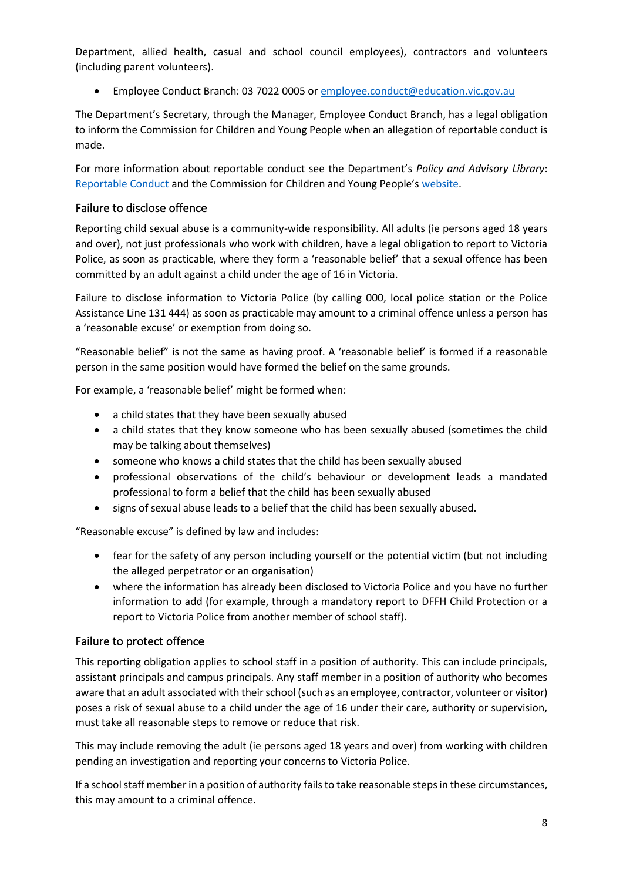Department, allied health, casual and school council employees), contractors and volunteers (including parent volunteers).

- Employee Conduct Branch: 03 7022 0005 or [employee.conduct@education.vic.gov.au](mailto:employee.conduct@education.vic.gov.au)

The Department's Secretary, through the Manager, Employee Conduct Branch, has a legal obligation to inform the Commission for Children and Young People when an allegation of reportable conduct is made.

For more information about reportable conduct see the Department's *Policy and Advisory Library*: [Reportable Conduct]() and the Commission for Children and Young People's [website]().

## Failure to disclose offence

Reporting child sexual abuse is a community-wide responsibility. All adults (ie persons aged 18 years and over), not just professionals who work with children, have a legal obligation to report to Victoria Police, as soon as practicable, where they form a 'reasonable belief' that a sexual offence has been committed by an adult against a child under the age of 16 in Victoria.

Failure to disclose information to Victoria Police (by calling 000, local police station or the Police Assistance Line 131 444) as soon as practicable may amount to a criminal offence unless a person has a 'reasonable excuse' or exemption from doing so.

"Reasonable belief" is not the same as having proof. A 'reasonable belief' is formed if a reasonable person in the same position would have formed the belief on the same grounds.

For example, a 'reasonable belief' might be formed when:

- a child states that they have been sexually abused
- a child states that they know someone who has been sexually abused (sometimes the child may be talking about themselves)
- someone who knows a child states that the child has been sexually abused
- professional observations of the child's behaviour or development leads a mandated professional to form a belief that the child has been sexually abused
- signs of sexual abuse leads to a belief that the child has been sexually abused.

"Reasonable excuse" is defined by law and includes:

- fear for the safety of any person including yourself or the potential victim (but not including the alleged perpetrator or an organisation)
- where the information has already been disclosed to Victoria Police and you have no further information to add (for example, through a mandatory report to DFFH Child Protection or a report to Victoria Police from another member of school staff).

## Failure to protect offence

This reporting obligation applies to school staff in a position of authority. This can include principals, assistant principals and campus principals. Any staff member in a position of authority who becomes aware that an adult associated with their school (such as an employee, contractor, volunteer or visitor) poses a risk of sexual abuse to a child under the age of 16 under their care, authority or supervision, must take all reasonable steps to remove or reduce that risk.

This may include removing the adult (ie persons aged 18 years and over) from working with children pending an investigation and reporting your concerns to Victoria Police.

If a school staff member in a position of authority fails to take reasonable steps in these circumstances, this may amount to a criminal offence.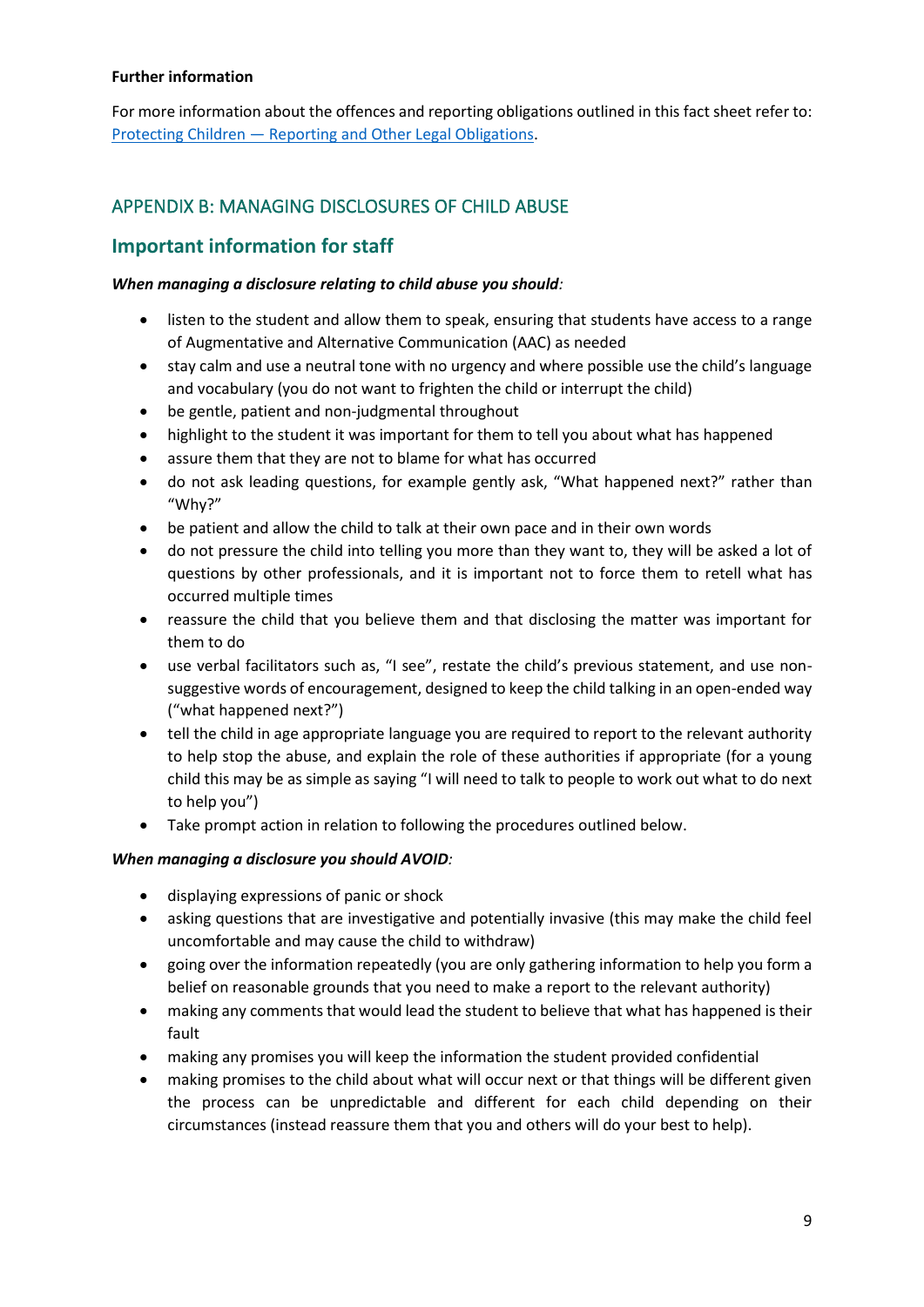**Further information**

For more information about the offences and reporting obligations outlined in this fact sheet refer to: [Protecting Children — Reporting and Other Legal Obligations](#).

## APPENDIX B: MANAGING DISCLOSURES OF CHILD ABUSE

### Important information for staff

***When managing a disclosure relating to child abuse you should:***

- listen to the student and allow them to speak, ensuring that students have access to a range of Augmentative and Alternative Communication (AAC) as needed
- stay calm and use a neutral tone with no urgency and where possible use the child's language and vocabulary (you do not want to frighten the child or interrupt the child)
- be gentle, patient and non-judgmental throughout
- highlight to the student it was important for them to tell you about what has happened
- assure them that they are not to blame for what has occurred
- do not ask leading questions, for example gently ask, "What happened next?" rather than "Why?"
- be patient and allow the child to talk at their own pace and in their own words
- do not pressure the child into telling you more than they want to, they will be asked a lot of questions by other professionals, and it is important not to force them to retell what has occurred multiple times
- reassure the child that you believe them and that disclosing the matter was important for them to do
- use verbal facilitators such as, "I see", restate the child's previous statement, and use non-suggestive words of encouragement, designed to keep the child talking in an open-ended way ("what happened next?")
- tell the child in age appropriate language you are required to report to the relevant authority to help stop the abuse, and explain the role of these authorities if appropriate (for a young child this may be as simple as saying "I will need to talk to people to work out what to do next to help you")
- Take prompt action in relation to following the procedures outlined below.

***When managing a disclosure you should AVOID:***

- displaying expressions of panic or shock
- asking questions that are investigative and potentially invasive (this may make the child feel uncomfortable and may cause the child to withdraw)
- going over the information repeatedly (you are only gathering information to help you form a belief on reasonable grounds that you need to make a report to the relevant authority)
- making any comments that would lead the student to believe that what has happened is their fault
- making any promises you will keep the information the student provided confidential
- making promises to the child about what will occur next or that things will be different given the process can be unpredictable and different for each child depending on their circumstances (instead reassure them that you and others will do your best to help).